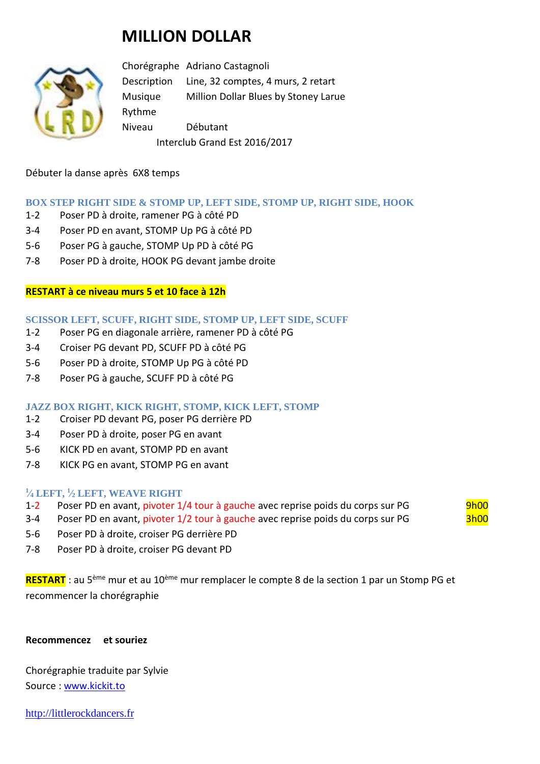# MILLION DOLLAR

| | |
|---|---|
| Chorégraphe | Adriano Castagnoli |
| Description | Line, 32 comptes, 4 murs, 2 retart |
| Musique | Million Dollar Blues by Stoney Larue |
| Rythme | |
| Niveau | Débutant |

Interclub Grand Est 2016/2017

Débuter la danse après 6X8 temps

### BOX STEP RIGHT SIDE & STOMP UP, LEFT SIDE, STOMP UP, RIGHT SIDE, HOOK

1-2 Poser PD à droite, ramener PG à côté PD
3-4 Poser PD en avant, STOMP Up PG à côté PD
5-6 Poser PG à gauche, STOMP Up PD à côté PG
7-8 Poser PD à droite, HOOK PG devant jambe droite

**RESTART à ce niveau murs 5 et 10 face à 12h**

### SCISSOR LEFT, SCUFF, RIGHT SIDE, STOMP UP, LEFT SIDE, SCUFF

1-2 Poser PG en diagonale arrière, ramener PD à côté PG
3-4 Croiser PG devant PD, SCUFF PD à côté PG
5-6 Poser PD à droite, STOMP Up PG à côté PD
7-8 Poser PG à gauche, SCUFF PD à côté PG

### JAZZ BOX RIGHT, KICK RIGHT, STOMP, KICK LEFT, STOMP

1-2 Croiser PD devant PG, poser PG derrière PD
3-4 Poser PD à droite, poser PG en avant
5-6 KICK PD en avant, STOMP PD en avant
7-8 KICK PG en avant, STOMP PG en avant

### ¼ LEFT, ½ LEFT, WEAVE RIGHT

1-2 Poser PD en avant, pivoter 1/4 tour à gauche avec reprise poids du corps sur PG — 9h00
3-4 Poser PD en avant, pivoter 1/2 tour à gauche avec reprise poids du corps sur PG — 3h00
5-6 Poser PD à droite, croiser PG derrière PD
7-8 Poser PD à droite, croiser PG devant PD

**RESTART** : au 5ème mur et au 10ème mur remplacer le compte 8 de la section 1 par un Stomp PG et recommencer la chorégraphie

**Recommencez et souriez**

Chorégraphie traduite par Sylvie
Source : www.kickit.to

http://littlerockdancers.fr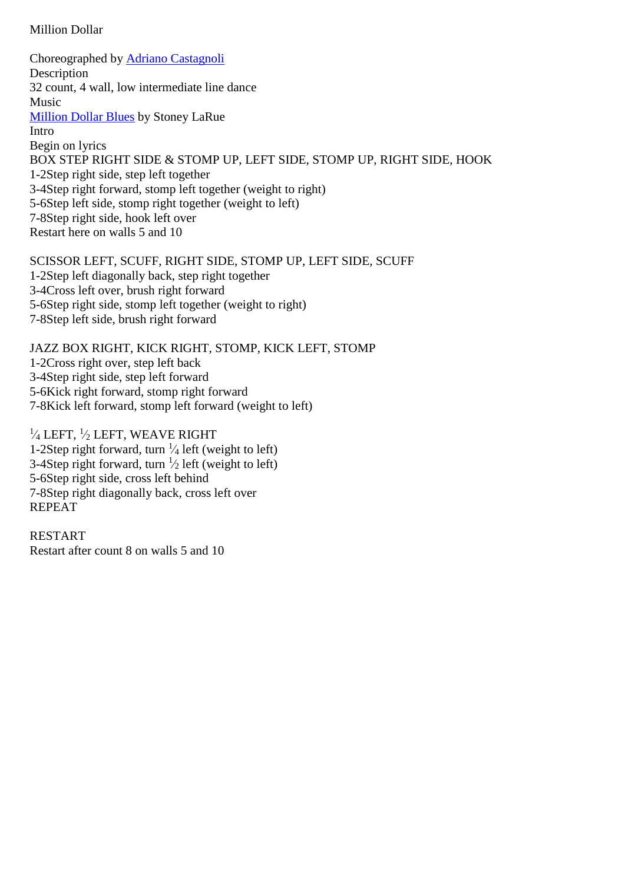Million Dollar

Choreographed by Adriano Castagnoli
Description
32 count, 4 wall, low intermediate line dance
Music
Million Dollar Blues by Stoney LaRue
Intro
Begin on lyrics

BOX STEP RIGHT SIDE & STOMP UP, LEFT SIDE, STOMP UP, RIGHT SIDE, HOOK
1-2Step right side, step left together
3-4Step right forward, stomp left together (weight to right)
5-6Step left side, stomp right together (weight to left)
7-8Step right side, hook left over
Restart here on walls 5 and 10

SCISSOR LEFT, SCUFF, RIGHT SIDE, STOMP UP, LEFT SIDE, SCUFF
1-2Step left diagonally back, step right together
3-4Cross left over, brush right forward
5-6Step right side, stomp left together (weight to right)
7-8Step left side, brush right forward

JAZZ BOX RIGHT, KICK RIGHT, STOMP, KICK LEFT, STOMP
1-2Cross right over, step left back
3-4Step right side, step left forward
5-6Kick right forward, stomp right forward
7-8Kick left forward, stomp left forward (weight to left)

¼ LEFT, ½ LEFT, WEAVE RIGHT
1-2Step right forward, turn ¼ left (weight to left)
3-4Step right forward, turn ½ left (weight to left)
5-6Step right side, cross left behind
7-8Step right diagonally back, cross left over
REPEAT

RESTART
Restart after count 8 on walls 5 and 10